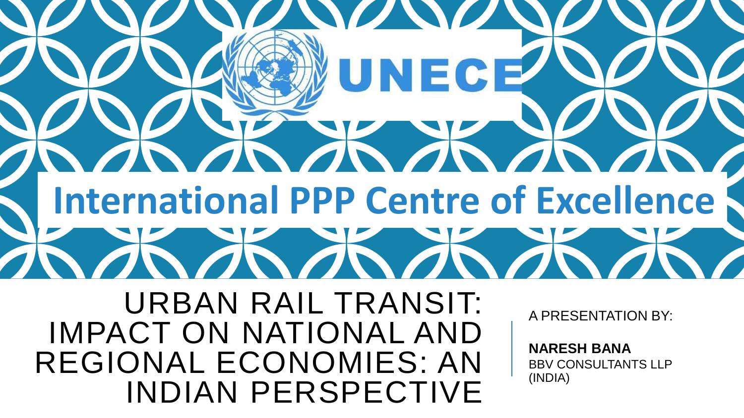UNECE

International PPP Centre of Excellence

# URBAN RAIL TRANSIT: IMPACT ON NATIONAL AND REGIONAL ECONOMIES: AN INDIAN PERSPECTIVE

A PRESENTATION BY:

**NARESH BANA**
BBV CONSULTANTS LLP (INDIA)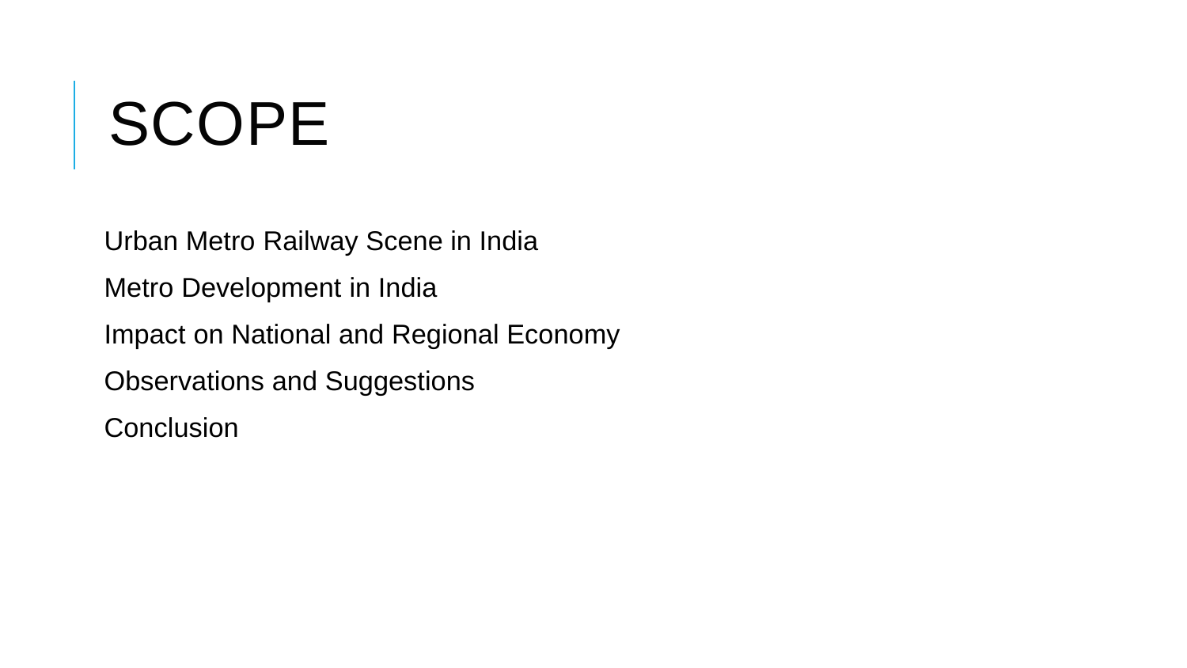# SCOPE

Urban Metro Railway Scene in India

Metro Development in India

Impact on National and Regional Economy

Observations and Suggestions

Conclusion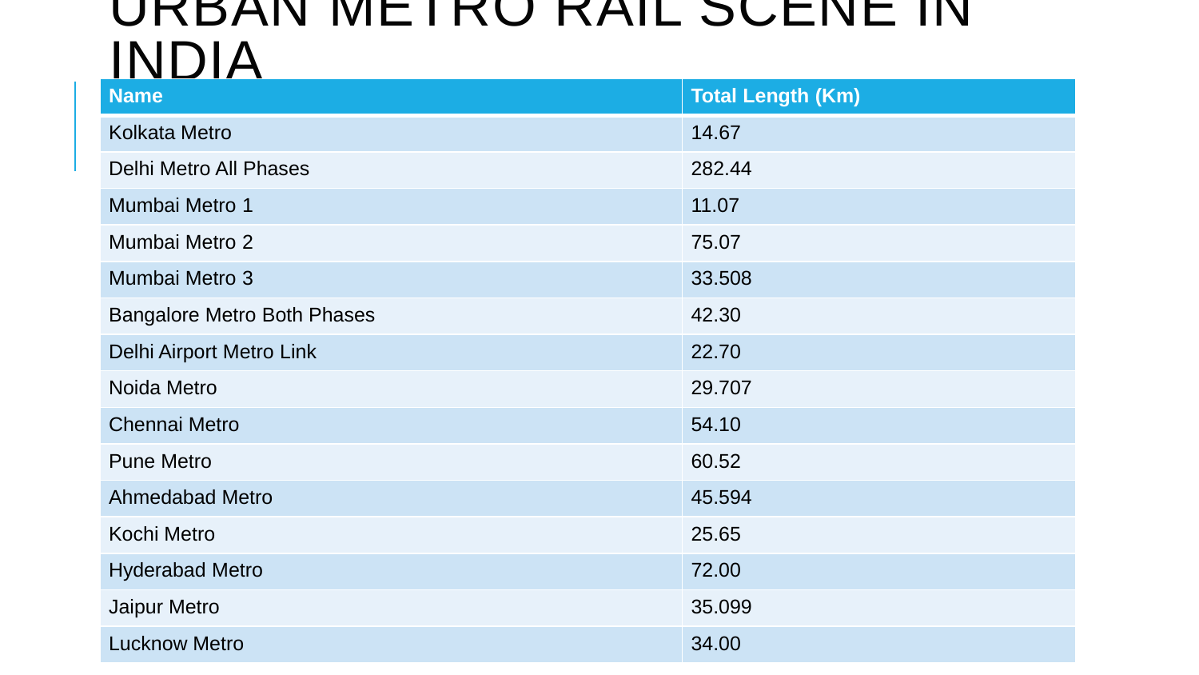# URBAN METRO RAIL SCENE IN INDIA

| Name | Total Length (Km) |
| --- | --- |
| Kolkata Metro | 14.67 |
| Delhi Metro All Phases | 282.44 |
| Mumbai Metro 1 | 11.07 |
| Mumbai Metro 2 | 75.07 |
| Mumbai Metro 3 | 33.508 |
| Bangalore Metro Both Phases | 42.30 |
| Delhi Airport Metro Link | 22.70 |
| Noida Metro | 29.707 |
| Chennai Metro | 54.10 |
| Pune Metro | 60.52 |
| Ahmedabad Metro | 45.594 |
| Kochi Metro | 25.65 |
| Hyderabad Metro | 72.00 |
| Jaipur Metro | 35.099 |
| Lucknow Metro | 34.00 |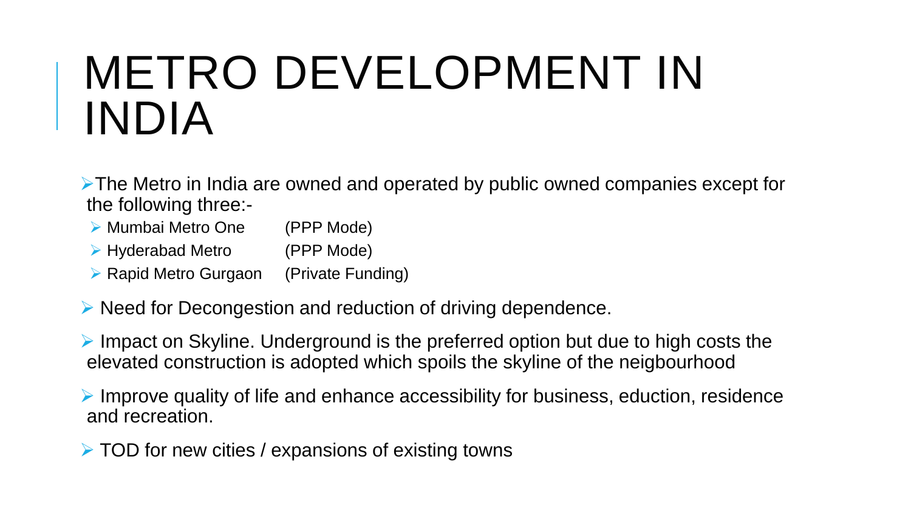# METRO DEVELOPMENT IN INDIA

- The Metro in India are owned and operated by public owned companies except for the following three:-
  - Mumbai Metro One (PPP Mode)
  - Hyderabad Metro (PPP Mode)
  - Rapid Metro Gurgaon (Private Funding)
- Need for Decongestion and reduction of driving dependence.
- Impact on Skyline. Underground is the preferred option but due to high costs the elevated construction is adopted which spoils the skyline of the neigbourhood
- Improve quality of life and enhance accessibility for business, eduction, residence and recreation.
- TOD for new cities / expansions of existing towns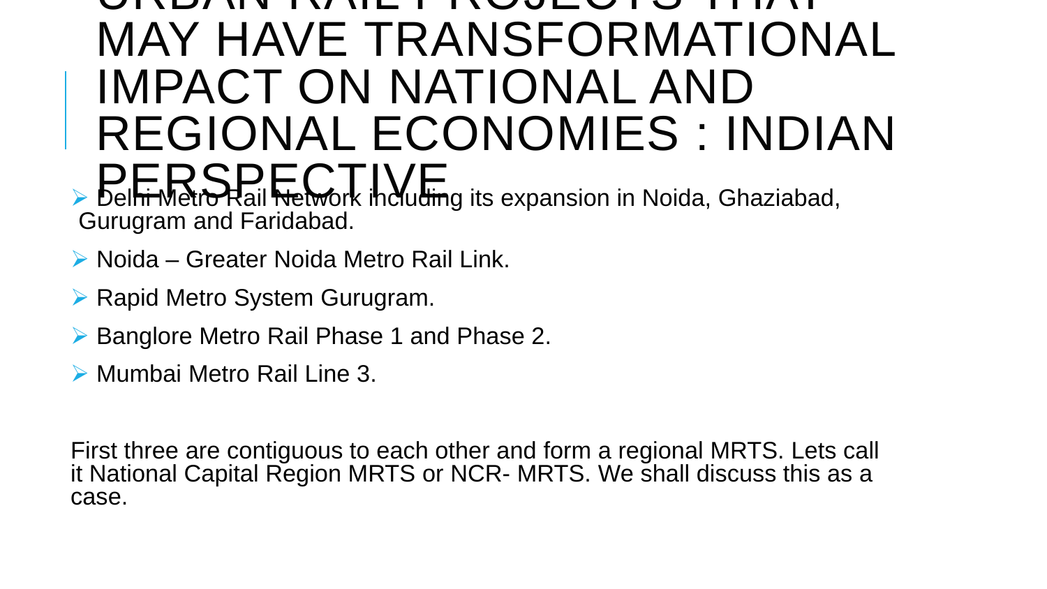# URBAN RAIL PROJECTS THAT MAY HAVE TRANSFORMATIONAL IMPACT ON NATIONAL AND REGIONAL ECONOMIES : INDIAN PERSPECTIVE

- Delhi Metro Rail Network including its expansion in Noida, Ghaziabad, Gurugram and Faridabad.
- Noida – Greater Noida Metro Rail Link.
- Rapid Metro System Gurugram.
- Banglore Metro Rail Phase 1 and Phase 2.
- Mumbai Metro Rail Line 3.

First three are contiguous to each other and form a regional MRTS. Lets call it National Capital Region MRTS or NCR- MRTS. We shall discuss this as a case.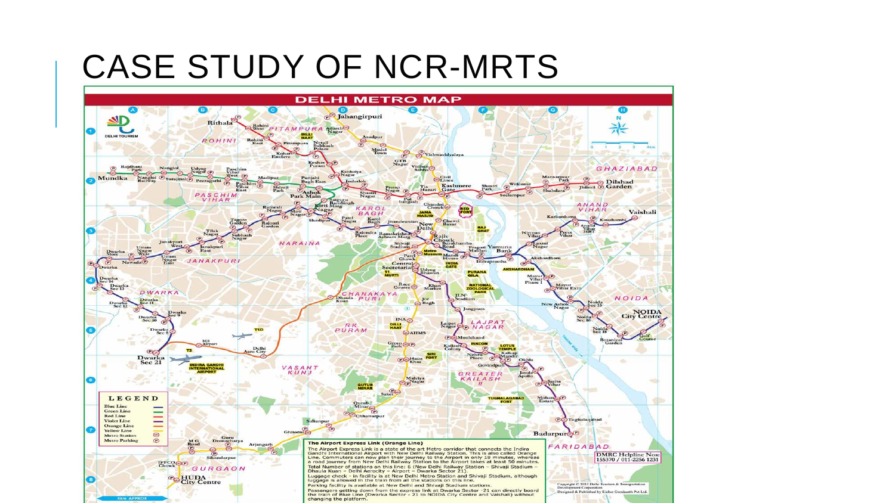# CASE STUDY OF NCR-MRTS

## DELHI METRO MAP

**LEGEND**

- Blue Line
- Green Line
- Red Line
- Violet Line
- Orange Line
- Yellow Line
- Metro Station
- Metro Parking

**The Airport Express Link (Orange Line)**

The Airport Express Link is a state of the art Metro corridor that connects the Indira Gandhi International Airport with New Delhi Railway Station. This is also called Orange Line. Commuters can now plan their journey to the Airport in only 18 minutes, whereas a road journey from New Delhi Railway Station to the Airport takes at least 50 minutes.
Total Number of stations on this line: 6 (New Delhi Railway Station – Shivaji Stadium – Dhaula Kuan – Delhi Aerocity – Airport – Dwarka Sector 21).
Luggage check – in facility is at New Delhi Metro Station and Shivaji Stadium, although luggage is allowed in the train from all the stations on this line.
Parking facility is available at New Delhi and Shivaji Stadium stations.
Passengers getting down from the express link at Dwarka Sector -21 can directly board the train of Blue Line (Dwarka Sector – 21 to NOIDA City Centre and Vaishali) without changing the platform.

DMRC Helpline Nos: 155370 / 011-2256 1231

Copyright © 2013 Delhi Tourism & Transportation Development Corporation
Designed & Published by Eicher Goodearth Pvt Ltd.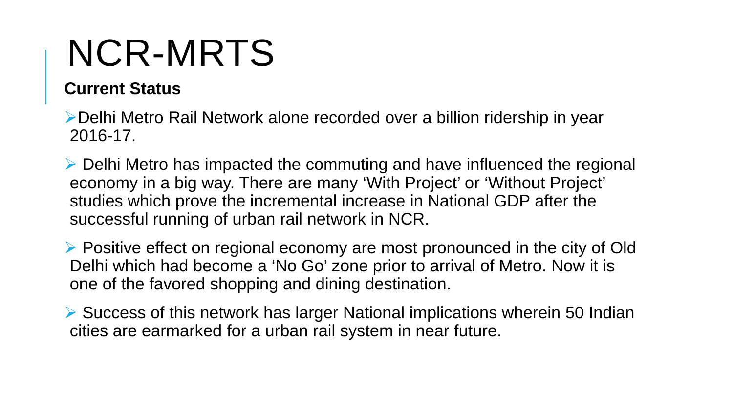# NCR-MRTS

**Current Status**

- Delhi Metro Rail Network alone recorded over a billion ridership in year 2016-17.
- Delhi Metro has impacted the commuting and have influenced the regional economy in a big way. There are many 'With Project' or 'Without Project' studies which prove the incremental increase in National GDP after the successful running of urban rail network in NCR.
- Positive effect on regional economy are most pronounced in the city of Old Delhi which had become a 'No Go' zone prior to arrival of Metro. Now it is one of the favored shopping and dining destination.
- Success of this network has larger National implications wherein 50 Indian cities are earmarked for a urban rail system in near future.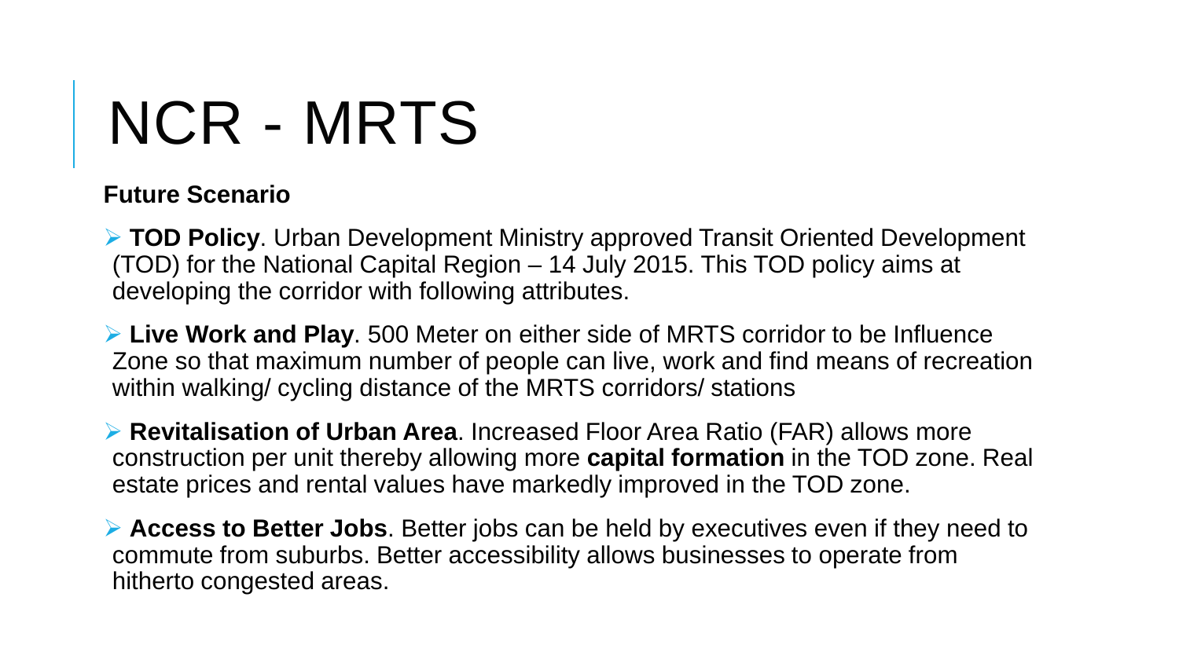# NCR - MRTS

**Future Scenario**

- **TOD Policy**. Urban Development Ministry approved Transit Oriented Development (TOD) for the National Capital Region – 14 July 2015. This TOD policy aims at developing the corridor with following attributes.
- **Live Work and Play**. 500 Meter on either side of MRTS corridor to be Influence Zone so that maximum number of people can live, work and find means of recreation within walking/ cycling distance of the MRTS corridors/ stations
- **Revitalisation of Urban Area**. Increased Floor Area Ratio (FAR) allows more construction per unit thereby allowing more **capital formation** in the TOD zone. Real estate prices and rental values have markedly improved in the TOD zone.
- **Access to Better Jobs**. Better jobs can be held by executives even if they need to commute from suburbs. Better accessibility allows businesses to operate from hitherto congested areas.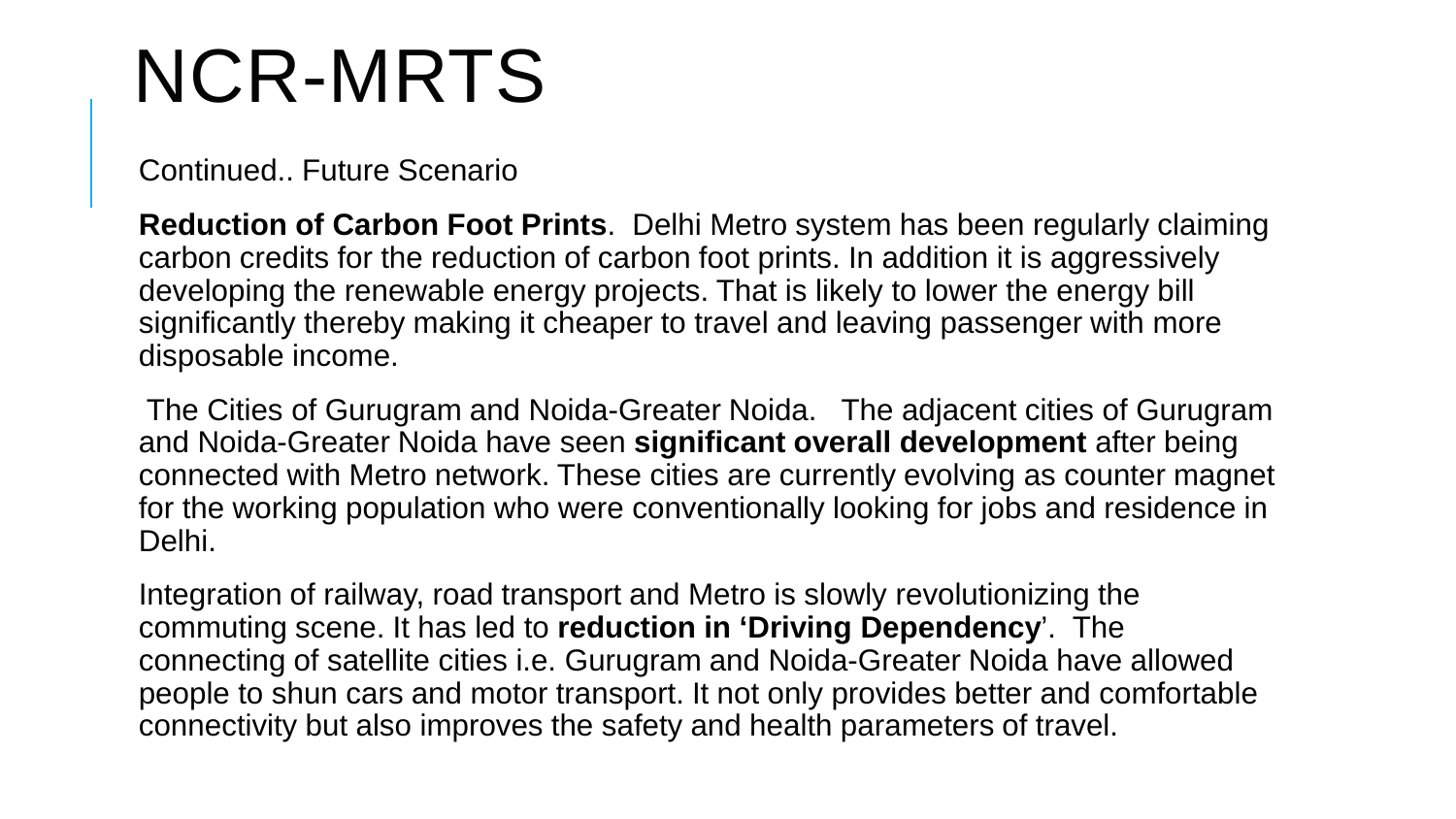# NCR-MRTS

Continued.. Future Scenario

**Reduction of Carbon Foot Prints**. Delhi Metro system has been regularly claiming carbon credits for the reduction of carbon foot prints. In addition it is aggressively developing the renewable energy projects. That is likely to lower the energy bill significantly thereby making it cheaper to travel and leaving passenger with more disposable income.

The Cities of Gurugram and Noida-Greater Noida. The adjacent cities of Gurugram and Noida-Greater Noida have seen **significant overall development** after being connected with Metro network. These cities are currently evolving as counter magnet for the working population who were conventionally looking for jobs and residence in Delhi.

Integration of railway, road transport and Metro is slowly revolutionizing the commuting scene. It has led to **reduction in 'Driving Dependency**'. The connecting of satellite cities i.e. Gurugram and Noida-Greater Noida have allowed people to shun cars and motor transport. It not only provides better and comfortable connectivity but also improves the safety and health parameters of travel.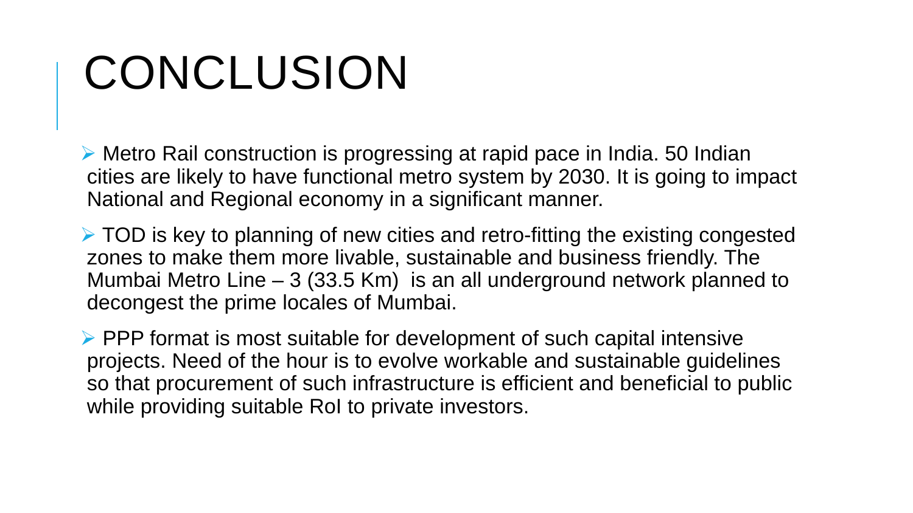# CONCLUSION

- Metro Rail construction is progressing at rapid pace in India. 50 Indian cities are likely to have functional metro system by 2030. It is going to impact National and Regional economy in a significant manner.
- TOD is key to planning of new cities and retro-fitting the existing congested zones to make them more livable, sustainable and business friendly. The Mumbai Metro Line – 3 (33.5 Km) is an all underground network planned to decongest the prime locales of Mumbai.
- PPP format is most suitable for development of such capital intensive projects. Need of the hour is to evolve workable and sustainable guidelines so that procurement of such infrastructure is efficient and beneficial to public while providing suitable RoI to private investors.